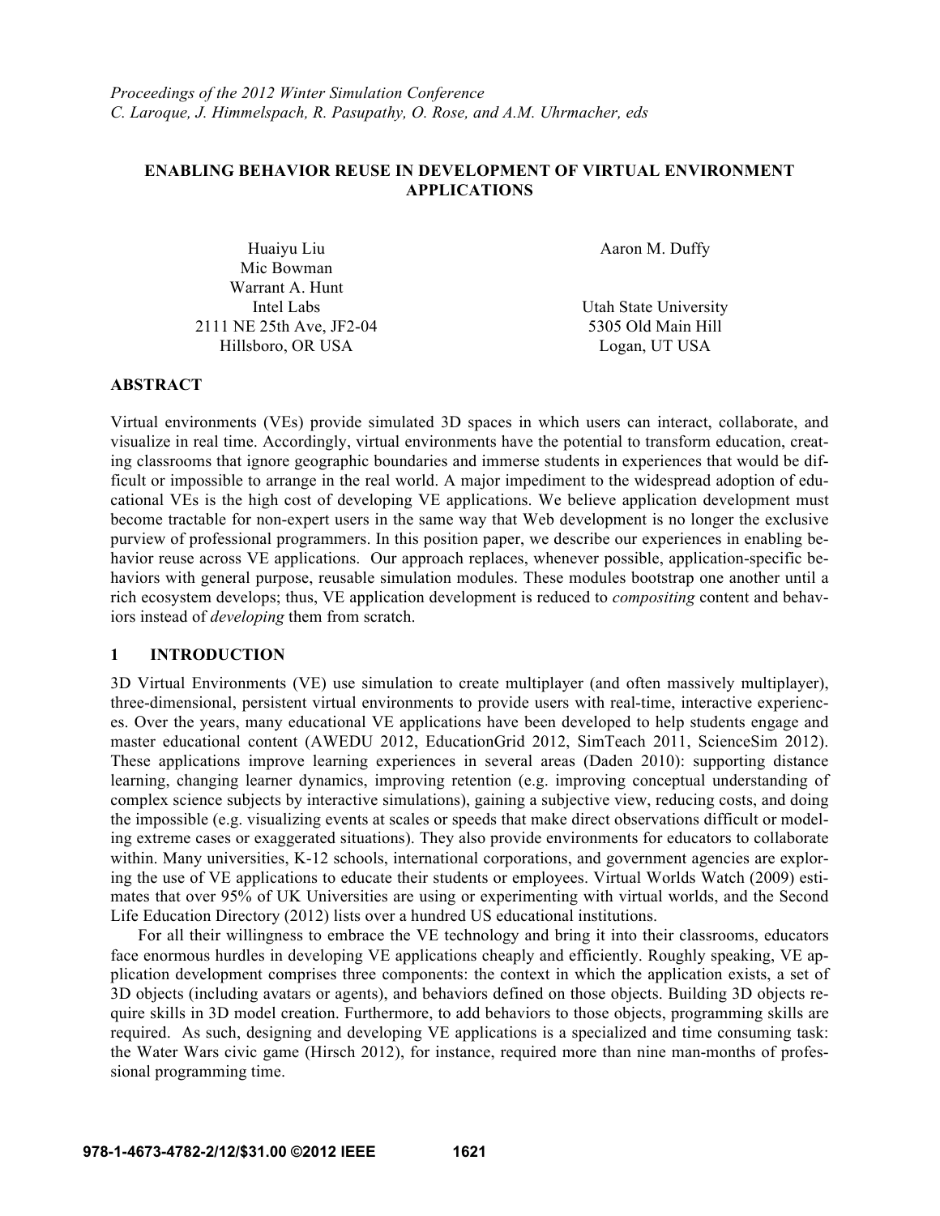*Proceedings of the 2012 Winter Simulation Conference*
*C. Laroque, J. Himmelspach, R. Pasupathy, O. Rose, and A.M. Uhrmacher, eds*

# ENABLING BEHAVIOR REUSE IN DEVELOPMENT OF VIRTUAL ENVIRONMENT APPLICATIONS

Huaiyu Liu
Mic Bowman
Warrant A. Hunt
Intel Labs
2111 NE 25th Ave, JF2-04
Hillsboro, OR USA

Aaron M. Duffy

Utah State University
5305 Old Main Hill
Logan, UT USA

## ABSTRACT

Virtual environments (VEs) provide simulated 3D spaces in which users can interact, collaborate, and visualize in real time. Accordingly, virtual environments have the potential to transform education, creating classrooms that ignore geographic boundaries and immerse students in experiences that would be difficult or impossible to arrange in the real world. A major impediment to the widespread adoption of educational VEs is the high cost of developing VE applications. We believe application development must become tractable for non-expert users in the same way that Web development is no longer the exclusive purview of professional programmers. In this position paper, we describe our experiences in enabling behavior reuse across VE applications. Our approach replaces, whenever possible, application-specific behaviors with general purpose, reusable simulation modules. These modules bootstrap one another until a rich ecosystem develops; thus, VE application development is reduced to *compositing* content and behaviors instead of *developing* them from scratch.

## 1 INTRODUCTION

3D Virtual Environments (VE) use simulation to create multiplayer (and often massively multiplayer), three-dimensional, persistent virtual environments to provide users with real-time, interactive experiences. Over the years, many educational VE applications have been developed to help students engage and master educational content (AWEDU 2012, EducationGrid 2012, SimTeach 2011, ScienceSim 2012). These applications improve learning experiences in several areas (Daden 2010): supporting distance learning, changing learner dynamics, improving retention (e.g. improving conceptual understanding of complex science subjects by interactive simulations), gaining a subjective view, reducing costs, and doing the impossible (e.g. visualizing events at scales or speeds that make direct observations difficult or modeling extreme cases or exaggerated situations). They also provide environments for educators to collaborate within. Many universities, K-12 schools, international corporations, and government agencies are exploring the use of VE applications to educate their students or employees. Virtual Worlds Watch (2009) estimates that over 95% of UK Universities are using or experimenting with virtual worlds, and the Second Life Education Directory (2012) lists over a hundred US educational institutions.

For all their willingness to embrace the VE technology and bring it into their classrooms, educators face enormous hurdles in developing VE applications cheaply and efficiently. Roughly speaking, VE application development comprises three components: the context in which the application exists, a set of 3D objects (including avatars or agents), and behaviors defined on those objects. Building 3D objects require skills in 3D model creation. Furthermore, to add behaviors to those objects, programming skills are required. As such, designing and developing VE applications is a specialized and time consuming task: the Water Wars civic game (Hirsch 2012), for instance, required more than nine man-months of professional programming time.

978-1-4673-4782-2/12/$31.00 ©2012 IEEE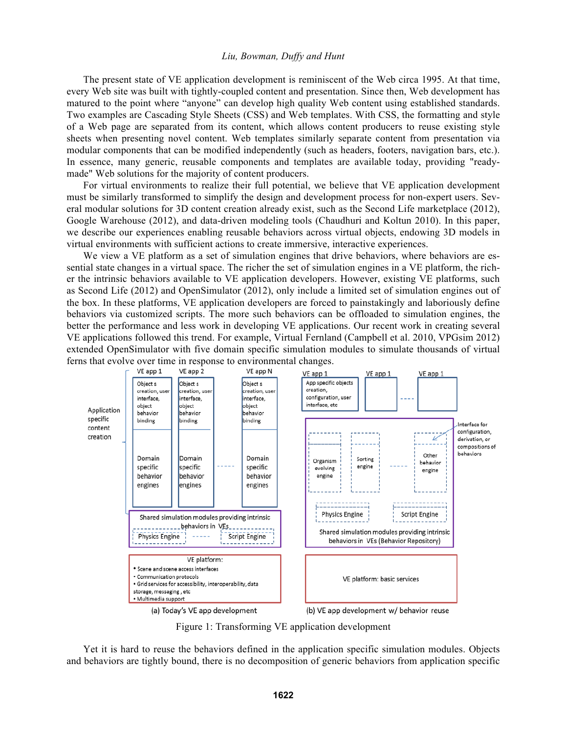The present state of VE application development is reminiscent of the Web circa 1995. At that time, every Web site was built with tightly-coupled content and presentation. Since then, Web development has matured to the point where "anyone" can develop high quality Web content using established standards. Two examples are Cascading Style Sheets (CSS) and Web templates. With CSS, the formatting and style of a Web page are separated from its content, which allows content producers to reuse existing style sheets when presenting novel content. Web templates similarly separate content from presentation via modular components that can be modified independently (such as headers, footers, navigation bars, etc.). In essence, many generic, reusable components and templates are available today, providing "ready-made" Web solutions for the majority of content producers.

For virtual environments to realize their full potential, we believe that VE application development must be similarly transformed to simplify the design and development process for non-expert users. Several modular solutions for 3D content creation already exist, such as the Second Life marketplace (2012), Google Warehouse (2012), and data-driven modeling tools (Chaudhuri and Koltun 2010). In this paper, we describe our experiences enabling reusable behaviors across virtual objects, endowing 3D models in virtual environments with sufficient actions to create immersive, interactive experiences.

We view a VE platform as a set of simulation engines that drive behaviors, where behaviors are essential state changes in a virtual space. The richer the set of simulation engines in a VE platform, the richer the intrinsic behaviors available to VE application developers. However, existing VE platforms, such as Second Life (2012) and OpenSimulator (2012), only include a limited set of simulation engines out of the box. In these platforms, VE application developers are forced to painstakingly and laboriously define behaviors via customized scripts. The more such behaviors can be offloaded to simulation engines, the better the performance and less work in developing VE applications. Our recent work in creating several VE applications followed this trend. For example, Virtual Fernland (Campbell et al. 2010, VPGsim 2012) extended OpenSimulator with five domain specific simulation modules to simulate thousands of virtual ferns that evolve over time in response to environmental changes.

Figure 1: Transforming VE application development

Yet it is hard to reuse the behaviors defined in the application specific simulation modules. Objects and behaviors are tightly bound, there is no decomposition of generic behaviors from application specific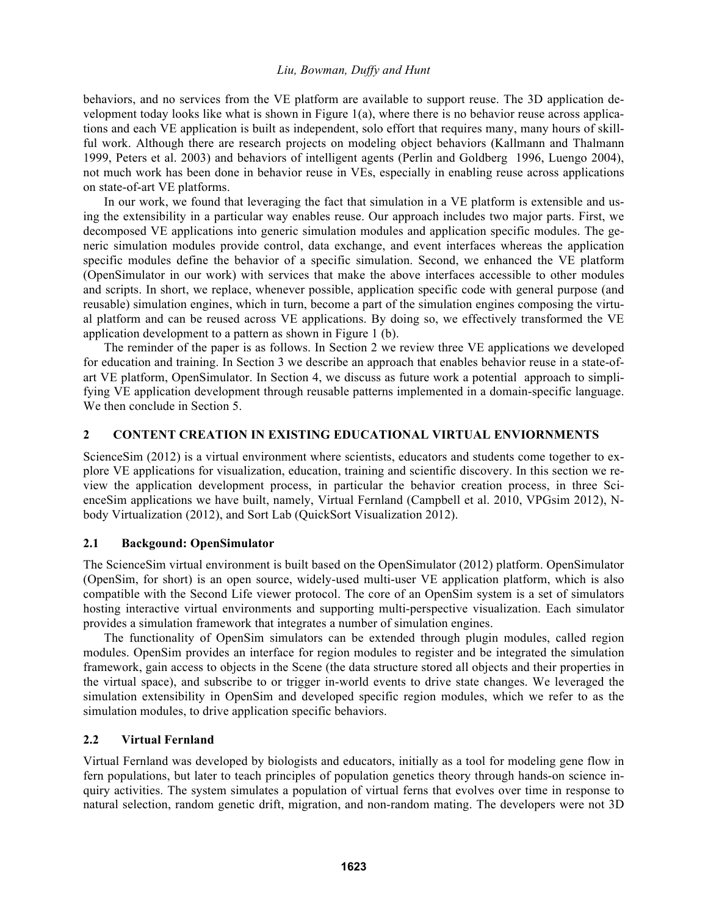behaviors, and no services from the VE platform are available to support reuse. The 3D application development today looks like what is shown in Figure 1(a), where there is no behavior reuse across applications and each VE application is built as independent, solo effort that requires many, many hours of skillful work. Although there are research projects on modeling object behaviors (Kallmann and Thalmann 1999, Peters et al. 2003) and behaviors of intelligent agents (Perlin and Goldberg 1996, Luengo 2004), not much work has been done in behavior reuse in VEs, especially in enabling reuse across applications on state-of-art VE platforms.

In our work, we found that leveraging the fact that simulation in a VE platform is extensible and using the extensibility in a particular way enables reuse. Our approach includes two major parts. First, we decomposed VE applications into generic simulation modules and application specific modules. The generic simulation modules provide control, data exchange, and event interfaces whereas the application specific modules define the behavior of a specific simulation. Second, we enhanced the VE platform (OpenSimulator in our work) with services that make the above interfaces accessible to other modules and scripts. In short, we replace, whenever possible, application specific code with general purpose (and reusable) simulation engines, which in turn, become a part of the simulation engines composing the virtual platform and can be reused across VE applications. By doing so, we effectively transformed the VE application development to a pattern as shown in Figure 1 (b).

The reminder of the paper is as follows. In Section 2 we review three VE applications we developed for education and training. In Section 3 we describe an approach that enables behavior reuse in a state-of-art VE platform, OpenSimulator. In Section 4, we discuss as future work a potential approach to simplifying VE application development through reusable patterns implemented in a domain-specific language. We then conclude in Section 5.

## 2 CONTENT CREATION IN EXISTING EDUCATIONAL VIRTUAL ENVIORNMENTS

ScienceSim (2012) is a virtual environment where scientists, educators and students come together to explore VE applications for visualization, education, training and scientific discovery. In this section we review the application development process, in particular the behavior creation process, in three ScienceSim applications we have built, namely, Virtual Fernland (Campbell et al. 2010, VPGsim 2012), N-body Virtualization (2012), and Sort Lab (QuickSort Visualization 2012).

### 2.1 Backgound: OpenSimulator

The ScienceSim virtual environment is built based on the OpenSimulator (2012) platform. OpenSimulator (OpenSim, for short) is an open source, widely-used multi-user VE application platform, which is also compatible with the Second Life viewer protocol. The core of an OpenSim system is a set of simulators hosting interactive virtual environments and supporting multi-perspective visualization. Each simulator provides a simulation framework that integrates a number of simulation engines.

The functionality of OpenSim simulators can be extended through plugin modules, called region modules. OpenSim provides an interface for region modules to register and be integrated the simulation framework, gain access to objects in the Scene (the data structure stored all objects and their properties in the virtual space), and subscribe to or trigger in-world events to drive state changes. We leveraged the simulation extensibility in OpenSim and developed specific region modules, which we refer to as the simulation modules, to drive application specific behaviors.

### 2.2 Virtual Fernland

Virtual Fernland was developed by biologists and educators, initially as a tool for modeling gene flow in fern populations, but later to teach principles of population genetics theory through hands-on science inquiry activities. The system simulates a population of virtual ferns that evolves over time in response to natural selection, random genetic drift, migration, and non-random mating. The developers were not 3D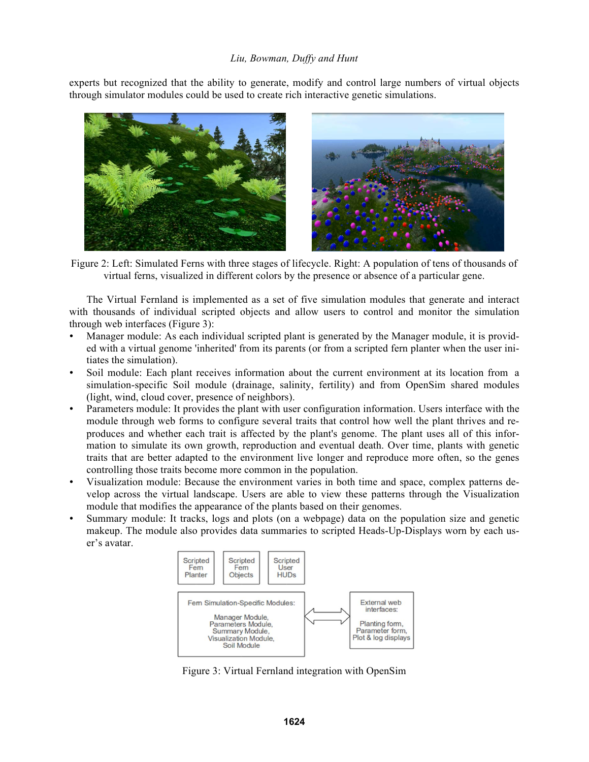experts but recognized that the ability to generate, modify and control large numbers of virtual objects through simulator modules could be used to create rich interactive genetic simulations.

Figure 2: Left: Simulated Ferns with three stages of lifecycle. Right: A population of tens of thousands of virtual ferns, visualized in different colors by the presence or absence of a particular gene.

The Virtual Fernland is implemented as a set of five simulation modules that generate and interact with thousands of individual scripted objects and allow users to control and monitor the simulation through web interfaces (Figure 3):

- Manager module: As each individual scripted plant is generated by the Manager module, it is provided with a virtual genome 'inherited' from its parents (or from a scripted fern planter when the user initiates the simulation).
- Soil module: Each plant receives information about the current environment at its location from a simulation-specific Soil module (drainage, salinity, fertility) and from OpenSim shared modules (light, wind, cloud cover, presence of neighbors).
- Parameters module: It provides the plant with user configuration information. Users interface with the module through web forms to configure several traits that control how well the plant thrives and reproduces and whether each trait is affected by the plant's genome. The plant uses all of this information to simulate its own growth, reproduction and eventual death. Over time, plants with genetic traits that are better adapted to the environment live longer and reproduce more often, so the genes controlling those traits become more common in the population.
- Visualization module: Because the environment varies in both time and space, complex patterns develop across the virtual landscape. Users are able to view these patterns through the Visualization module that modifies the appearance of the plants based on their genomes.
- Summary module: It tracks, logs and plots (on a webpage) data on the population size and genetic makeup. The module also provides data summaries to scripted Heads-Up-Displays worn by each user's avatar.

Scripted Fern Planter | Scripted Fern Objects | Scripted User HUDs

Fern Simulation-Specific Modules: Manager Module, Parameters Module, Summary Module, Visualization Module, Soil Module

External web interfaces: Planting form, Parameter form, Plot & log displays

Figure 3: Virtual Fernland integration with OpenSim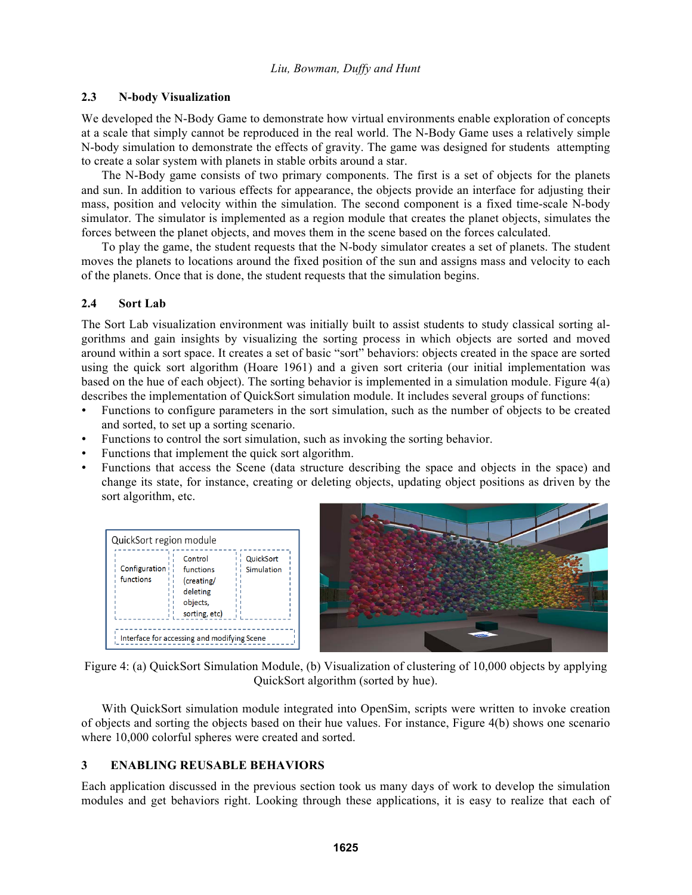### 2.3 N-body Visualization

We developed the N-Body Game to demonstrate how virtual environments enable exploration of concepts at a scale that simply cannot be reproduced in the real world. The N-Body Game uses a relatively simple N-body simulation to demonstrate the effects of gravity. The game was designed for students attempting to create a solar system with planets in stable orbits around a star.

The N-Body game consists of two primary components. The first is a set of objects for the planets and sun. In addition to various effects for appearance, the objects provide an interface for adjusting their mass, position and velocity within the simulation. The second component is a fixed time-scale N-body simulator. The simulator is implemented as a region module that creates the planet objects, simulates the forces between the planet objects, and moves them in the scene based on the forces calculated.

To play the game, the student requests that the N-body simulator creates a set of planets. The student moves the planets to locations around the fixed position of the sun and assigns mass and velocity to each of the planets. Once that is done, the student requests that the simulation begins.

### 2.4 Sort Lab

The Sort Lab visualization environment was initially built to assist students to study classical sorting algorithms and gain insights by visualizing the sorting process in which objects are sorted and moved around within a sort space. It creates a set of basic "sort" behaviors: objects created in the space are sorted using the quick sort algorithm (Hoare 1961) and a given sort criteria (our initial implementation was based on the hue of each object). The sorting behavior is implemented in a simulation module. Figure 4(a) describes the implementation of QuickSort simulation module. It includes several groups of functions:

- Functions to configure parameters in the sort simulation, such as the number of objects to be created and sorted, to set up a sorting scenario.
- Functions to control the sort simulation, such as invoking the sorting behavior.
- Functions that implement the quick sort algorithm.
- Functions that access the Scene (data structure describing the space and objects in the space) and change its state, for instance, creating or deleting objects, updating object positions as driven by the sort algorithm, etc.

QuickSort region module

Configuration functions

Control functions (creating/ deleting objects, sorting, etc)

QuickSort Simulation

Interface for accessing and modifying Scene

Figure 4: (a) QuickSort Simulation Module, (b) Visualization of clustering of 10,000 objects by applying QuickSort algorithm (sorted by hue).

With QuickSort simulation module integrated into OpenSim, scripts were written to invoke creation of objects and sorting the objects based on their hue values. For instance, Figure 4(b) shows one scenario where 10,000 colorful spheres were created and sorted.

## 3 ENABLING REUSABLE BEHAVIORS

Each application discussed in the previous section took us many days of work to develop the simulation modules and get behaviors right. Looking through these applications, it is easy to realize that each of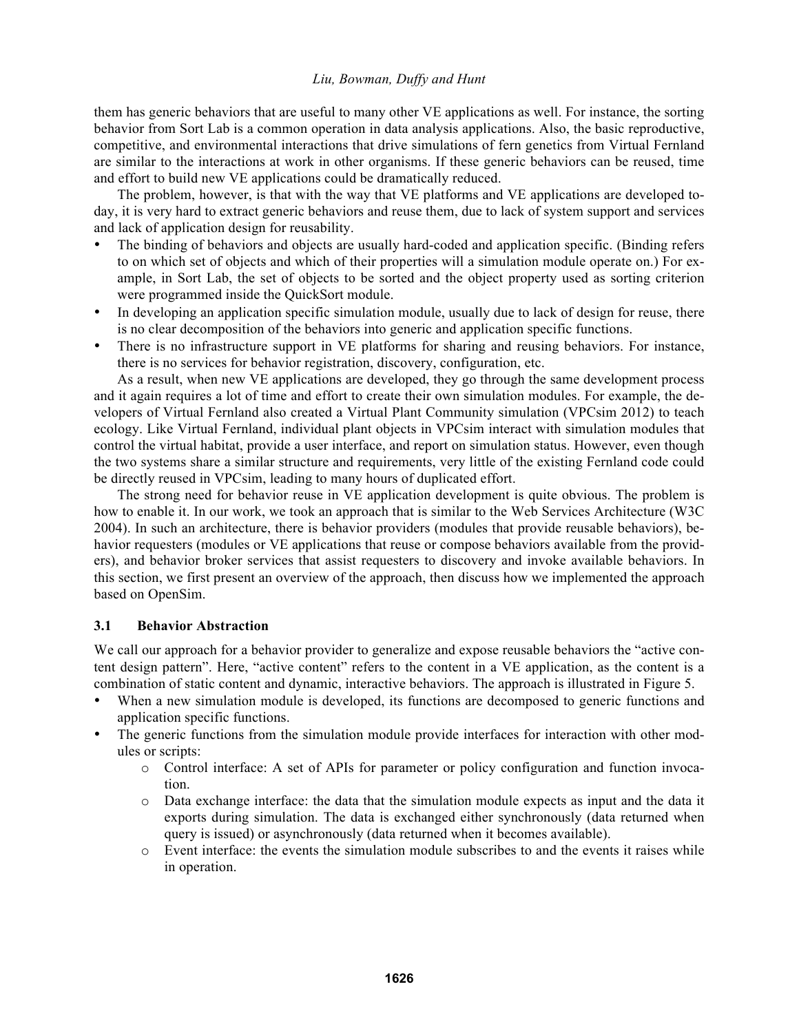them has generic behaviors that are useful to many other VE applications as well. For instance, the sorting behavior from Sort Lab is a common operation in data analysis applications. Also, the basic reproductive, competitive, and environmental interactions that drive simulations of fern genetics from Virtual Fernland are similar to the interactions at work in other organisms. If these generic behaviors can be reused, time and effort to build new VE applications could be dramatically reduced.

The problem, however, is that with the way that VE platforms and VE applications are developed today, it is very hard to extract generic behaviors and reuse them, due to lack of system support and services and lack of application design for reusability.

- The binding of behaviors and objects are usually hard-coded and application specific. (Binding refers to on which set of objects and which of their properties will a simulation module operate on.) For example, in Sort Lab, the set of objects to be sorted and the object property used as sorting criterion were programmed inside the QuickSort module.
- In developing an application specific simulation module, usually due to lack of design for reuse, there is no clear decomposition of the behaviors into generic and application specific functions.
- There is no infrastructure support in VE platforms for sharing and reusing behaviors. For instance, there is no services for behavior registration, discovery, configuration, etc.

As a result, when new VE applications are developed, they go through the same development process and it again requires a lot of time and effort to create their own simulation modules. For example, the developers of Virtual Fernland also created a Virtual Plant Community simulation (VPCsim 2012) to teach ecology. Like Virtual Fernland, individual plant objects in VPCsim interact with simulation modules that control the virtual habitat, provide a user interface, and report on simulation status. However, even though the two systems share a similar structure and requirements, very little of the existing Fernland code could be directly reused in VPCsim, leading to many hours of duplicated effort.

The strong need for behavior reuse in VE application development is quite obvious. The problem is how to enable it. In our work, we took an approach that is similar to the Web Services Architecture (W3C 2004). In such an architecture, there is behavior providers (modules that provide reusable behaviors), behavior requesters (modules or VE applications that reuse or compose behaviors available from the providers), and behavior broker services that assist requesters to discovery and invoke available behaviors. In this section, we first present an overview of the approach, then discuss how we implemented the approach based on OpenSim.

### 3.1 Behavior Abstraction

We call our approach for a behavior provider to generalize and expose reusable behaviors the "active content design pattern". Here, "active content" refers to the content in a VE application, as the content is a combination of static content and dynamic, interactive behaviors. The approach is illustrated in Figure 5.

- When a new simulation module is developed, its functions are decomposed to generic functions and application specific functions.
- The generic functions from the simulation module provide interfaces for interaction with other modules or scripts:
  - Control interface: A set of APIs for parameter or policy configuration and function invocation.
  - Data exchange interface: the data that the simulation module expects as input and the data it exports during simulation. The data is exchanged either synchronously (data returned when query is issued) or asynchronously (data returned when it becomes available).
  - Event interface: the events the simulation module subscribes to and the events it raises while in operation.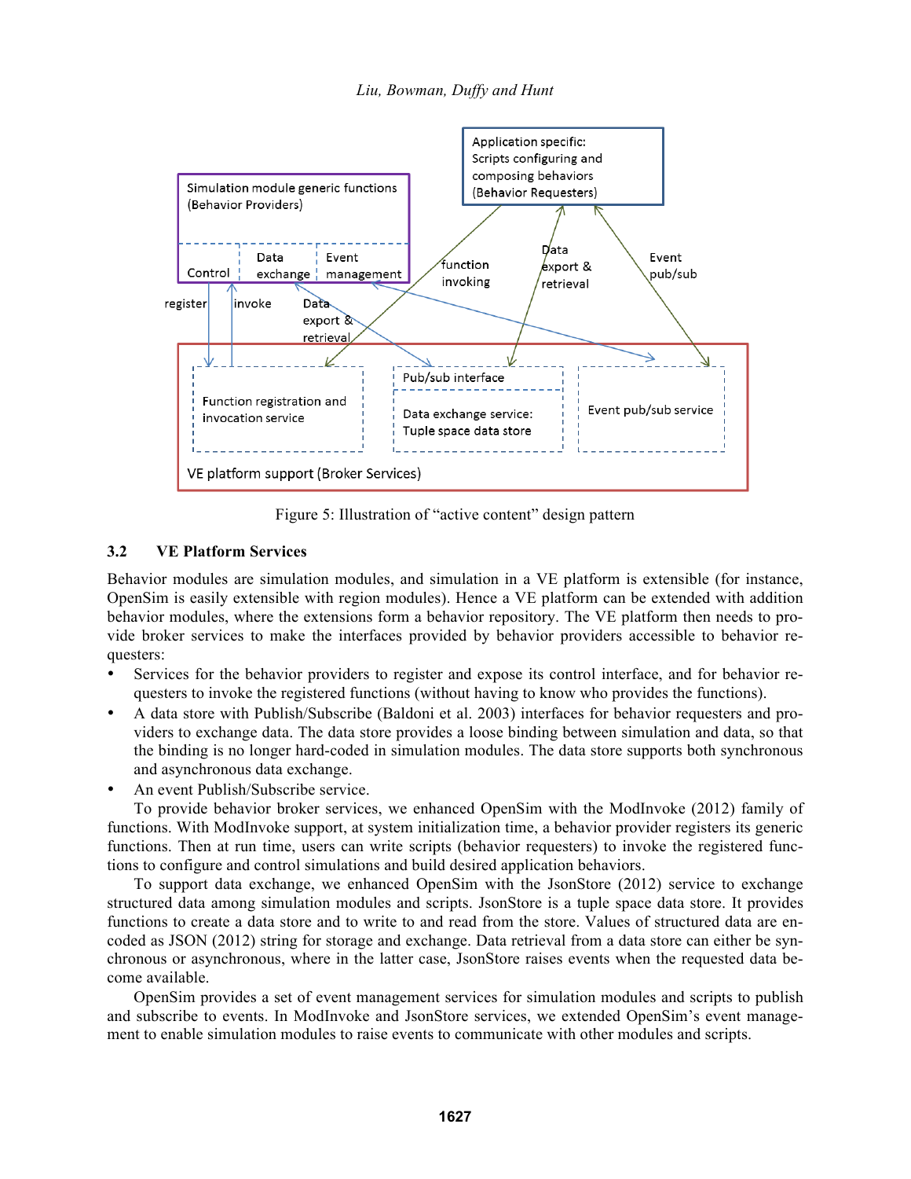Figure 5: Illustration of "active content" design pattern

### 3.2 VE Platform Services

Behavior modules are simulation modules, and simulation in a VE platform is extensible (for instance, OpenSim is easily extensible with region modules). Hence a VE platform can be extended with addition behavior modules, where the extensions form a behavior repository. The VE platform then needs to provide broker services to make the interfaces provided by behavior providers accessible to behavior requesters:

- Services for the behavior providers to register and expose its control interface, and for behavior requesters to invoke the registered functions (without having to know who provides the functions).
- A data store with Publish/Subscribe (Baldoni et al. 2003) interfaces for behavior requesters and providers to exchange data. The data store provides a loose binding between simulation and data, so that the binding is no longer hard-coded in simulation modules. The data store supports both synchronous and asynchronous data exchange.
- An event Publish/Subscribe service.

To provide behavior broker services, we enhanced OpenSim with the ModInvoke (2012) family of functions. With ModInvoke support, at system initialization time, a behavior provider registers its generic functions. Then at run time, users can write scripts (behavior requesters) to invoke the registered functions to configure and control simulations and build desired application behaviors.

To support data exchange, we enhanced OpenSim with the JsonStore (2012) service to exchange structured data among simulation modules and scripts. JsonStore is a tuple space data store. It provides functions to create a data store and to write to and read from the store. Values of structured data are encoded as JSON (2012) string for storage and exchange. Data retrieval from a data store can either be synchronous or asynchronous, where in the latter case, JsonStore raises events when the requested data become available.

OpenSim provides a set of event management services for simulation modules and scripts to publish and subscribe to events. In ModInvoke and JsonStore services, we extended OpenSim's event management to enable simulation modules to raise events to communicate with other modules and scripts.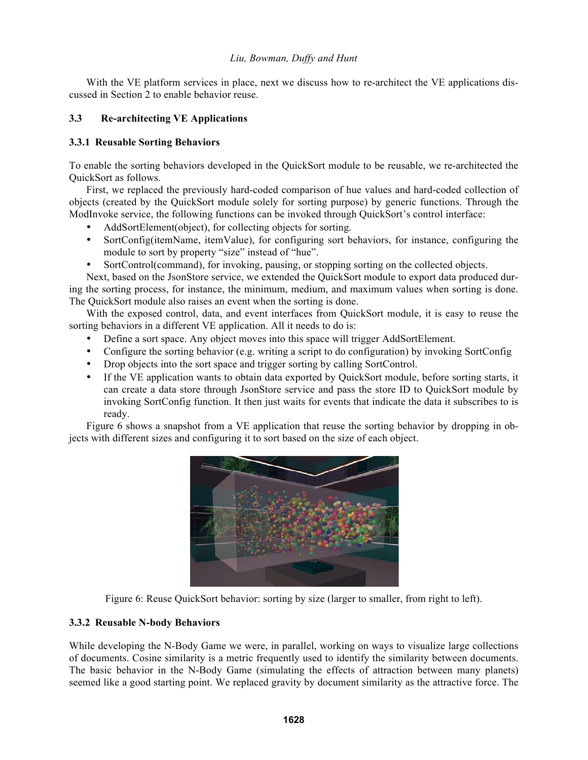With the VE platform services in place, next we discuss how to re-architect the VE applications discussed in Section 2 to enable behavior reuse.

## 3.3 Re-architecting VE Applications

### 3.3.1 Reusable Sorting Behaviors

To enable the sorting behaviors developed in the QuickSort module to be reusable, we re-architected the QuickSort as follows.

First, we replaced the previously hard-coded comparison of hue values and hard-coded collection of objects (created by the QuickSort module solely for sorting purpose) by generic functions. Through the ModInvoke service, the following functions can be invoked through QuickSort's control interface:

- AddSortElement(object), for collecting objects for sorting.
- SortConfig(itemName, itemValue), for configuring sort behaviors, for instance, configuring the module to sort by property "size" instead of "hue".
- SortControl(command), for invoking, pausing, or stopping sorting on the collected objects.

Next, based on the JsonStore service, we extended the QuickSort module to export data produced during the sorting process, for instance, the minimum, medium, and maximum values when sorting is done. The QuickSort module also raises an event when the sorting is done.

With the exposed control, data, and event interfaces from QuickSort module, it is easy to reuse the sorting behaviors in a different VE application. All it needs to do is:

- Define a sort space. Any object moves into this space will trigger AddSortElement.
- Configure the sorting behavior (e.g. writing a script to do configuration) by invoking SortConfig
- Drop objects into the sort space and trigger sorting by calling SortControl.
- If the VE application wants to obtain data exported by QuickSort module, before sorting starts, it can create a data store through JsonStore service and pass the store ID to QuickSort module by invoking SortConfig function. It then just waits for events that indicate the data it subscribes to is ready.

Figure 6 shows a snapshot from a VE application that reuse the sorting behavior by dropping in objects with different sizes and configuring it to sort based on the size of each object.

Figure 6: Reuse QuickSort behavior: sorting by size (larger to smaller, from right to left).

### 3.3.2 Reusable N-body Behaviors

While developing the N-Body Game we were, in parallel, working on ways to visualize large collections of documents. Cosine similarity is a metric frequently used to identify the similarity between documents. The basic behavior in the N-Body Game (simulating the effects of attraction between many planets) seemed like a good starting point. We replaced gravity by document similarity as the attractive force. The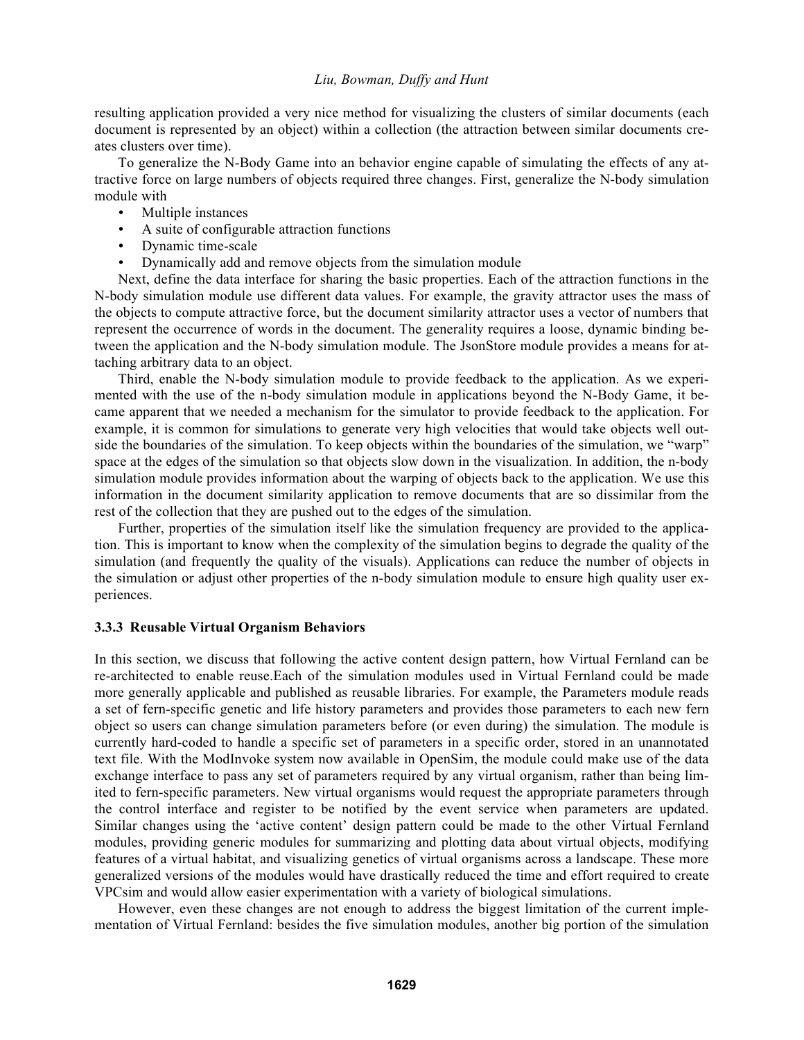resulting application provided a very nice method for visualizing the clusters of similar documents (each document is represented by an object) within a collection (the attraction between similar documents creates clusters over time).

To generalize the N-Body Game into an behavior engine capable of simulating the effects of any attractive force on large numbers of objects required three changes. First, generalize the N-body simulation module with

- Multiple instances
- A suite of configurable attraction functions
- Dynamic time-scale
- Dynamically add and remove objects from the simulation module

Next, define the data interface for sharing the basic properties. Each of the attraction functions in the N-body simulation module use different data values. For example, the gravity attractor uses the mass of the objects to compute attractive force, but the document similarity attractor uses a vector of numbers that represent the occurrence of words in the document. The generality requires a loose, dynamic binding between the application and the N-body simulation module. The JsonStore module provides a means for attaching arbitrary data to an object.

Third, enable the N-body simulation module to provide feedback to the application. As we experimented with the use of the n-body simulation module in applications beyond the N-Body Game, it became apparent that we needed a mechanism for the simulator to provide feedback to the application. For example, it is common for simulations to generate very high velocities that would take objects well outside the boundaries of the simulation. To keep objects within the boundaries of the simulation, we "warp" space at the edges of the simulation so that objects slow down in the visualization. In addition, the n-body simulation module provides information about the warping of objects back to the application. We use this information in the document similarity application to remove documents that are so dissimilar from the rest of the collection that they are pushed out to the edges of the simulation.

Further, properties of the simulation itself like the simulation frequency are provided to the application. This is important to know when the complexity of the simulation begins to degrade the quality of the simulation (and frequently the quality of the visuals). Applications can reduce the number of objects in the simulation or adjust other properties of the n-body simulation module to ensure high quality user experiences.

### 3.3.3 Reusable Virtual Organism Behaviors

In this section, we discuss that following the active content design pattern, how Virtual Fernland can be re-architected to enable reuse.Each of the simulation modules used in Virtual Fernland could be made more generally applicable and published as reusable libraries. For example, the Parameters module reads a set of fern-specific genetic and life history parameters and provides those parameters to each new fern object so users can change simulation parameters before (or even during) the simulation. The module is currently hard-coded to handle a specific set of parameters in a specific order, stored in an unannotated text file. With the ModInvoke system now available in OpenSim, the module could make use of the data exchange interface to pass any set of parameters required by any virtual organism, rather than being limited to fern-specific parameters. New virtual organisms would request the appropriate parameters through the control interface and register to be notified by the event service when parameters are updated. Similar changes using the 'active content' design pattern could be made to the other Virtual Fernland modules, providing generic modules for summarizing and plotting data about virtual objects, modifying features of a virtual habitat, and visualizing genetics of virtual organisms across a landscape. These more generalized versions of the modules would have drastically reduced the time and effort required to create VPCsim and would allow easier experimentation with a variety of biological simulations.

However, even these changes are not enough to address the biggest limitation of the current implementation of Virtual Fernland: besides the five simulation modules, another big portion of the simulation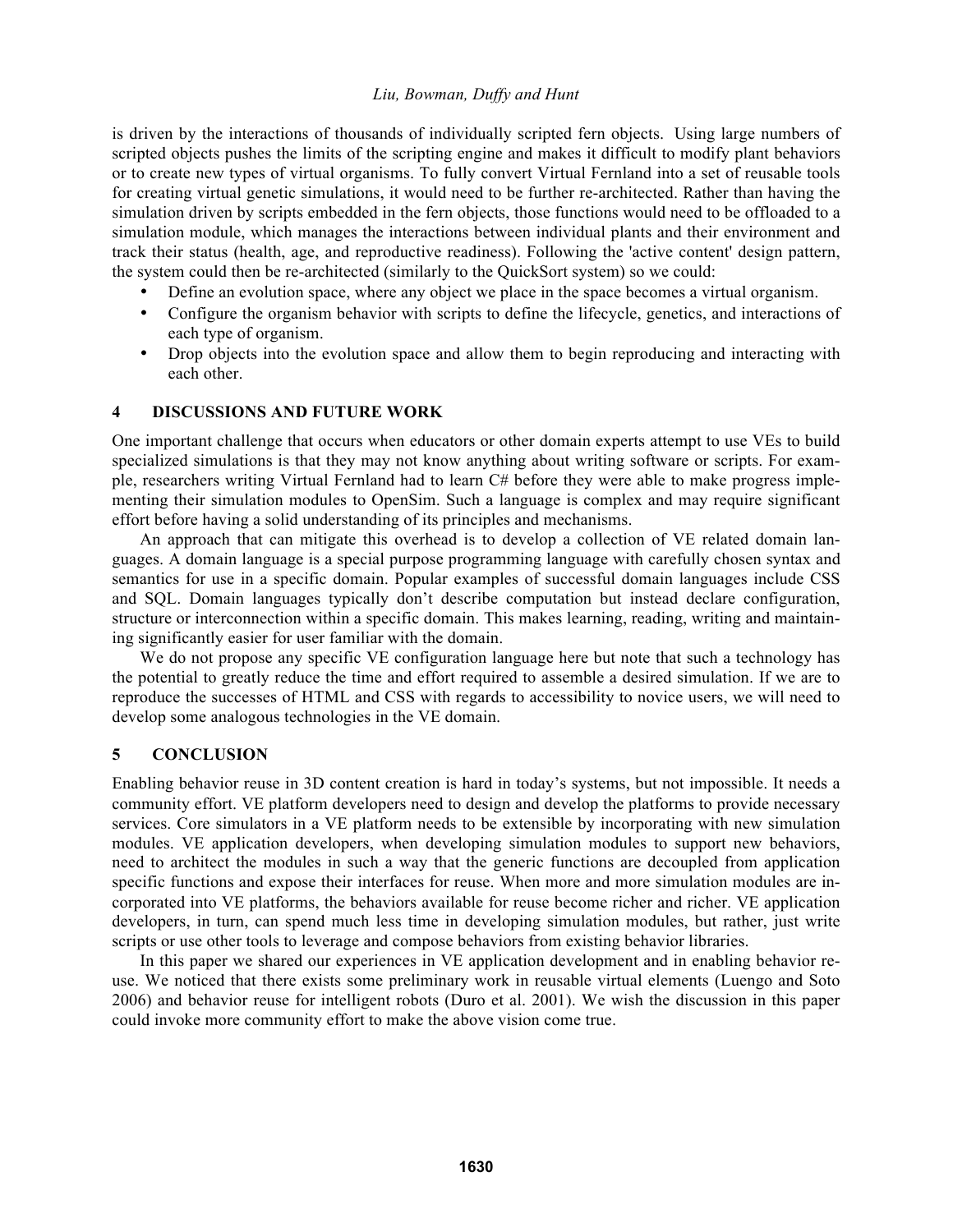is driven by the interactions of thousands of individually scripted fern objects. Using large numbers of scripted objects pushes the limits of the scripting engine and makes it difficult to modify plant behaviors or to create new types of virtual organisms. To fully convert Virtual Fernland into a set of reusable tools for creating virtual genetic simulations, it would need to be further re-architected. Rather than having the simulation driven by scripts embedded in the fern objects, those functions would need to be offloaded to a simulation module, which manages the interactions between individual plants and their environment and track their status (health, age, and reproductive readiness). Following the 'active content' design pattern, the system could then be re-architected (similarly to the QuickSort system) so we could:

- Define an evolution space, where any object we place in the space becomes a virtual organism.
- Configure the organism behavior with scripts to define the lifecycle, genetics, and interactions of each type of organism.
- Drop objects into the evolution space and allow them to begin reproducing and interacting with each other.

## 4 DISCUSSIONS AND FUTURE WORK

One important challenge that occurs when educators or other domain experts attempt to use VEs to build specialized simulations is that they may not know anything about writing software or scripts. For example, researchers writing Virtual Fernland had to learn C# before they were able to make progress implementing their simulation modules to OpenSim. Such a language is complex and may require significant effort before having a solid understanding of its principles and mechanisms.

An approach that can mitigate this overhead is to develop a collection of VE related domain languages. A domain language is a special purpose programming language with carefully chosen syntax and semantics for use in a specific domain. Popular examples of successful domain languages include CSS and SQL. Domain languages typically don't describe computation but instead declare configuration, structure or interconnection within a specific domain. This makes learning, reading, writing and maintaining significantly easier for user familiar with the domain.

We do not propose any specific VE configuration language here but note that such a technology has the potential to greatly reduce the time and effort required to assemble a desired simulation. If we are to reproduce the successes of HTML and CSS with regards to accessibility to novice users, we will need to develop some analogous technologies in the VE domain.

## 5 CONCLUSION

Enabling behavior reuse in 3D content creation is hard in today's systems, but not impossible. It needs a community effort. VE platform developers need to design and develop the platforms to provide necessary services. Core simulators in a VE platform needs to be extensible by incorporating with new simulation modules. VE application developers, when developing simulation modules to support new behaviors, need to architect the modules in such a way that the generic functions are decoupled from application specific functions and expose their interfaces for reuse. When more and more simulation modules are incorporated into VE platforms, the behaviors available for reuse become richer and richer. VE application developers, in turn, can spend much less time in developing simulation modules, but rather, just write scripts or use other tools to leverage and compose behaviors from existing behavior libraries.

In this paper we shared our experiences in VE application development and in enabling behavior reuse. We noticed that there exists some preliminary work in reusable virtual elements (Luengo and Soto 2006) and behavior reuse for intelligent robots (Duro et al. 2001). We wish the discussion in this paper could invoke more community effort to make the above vision come true.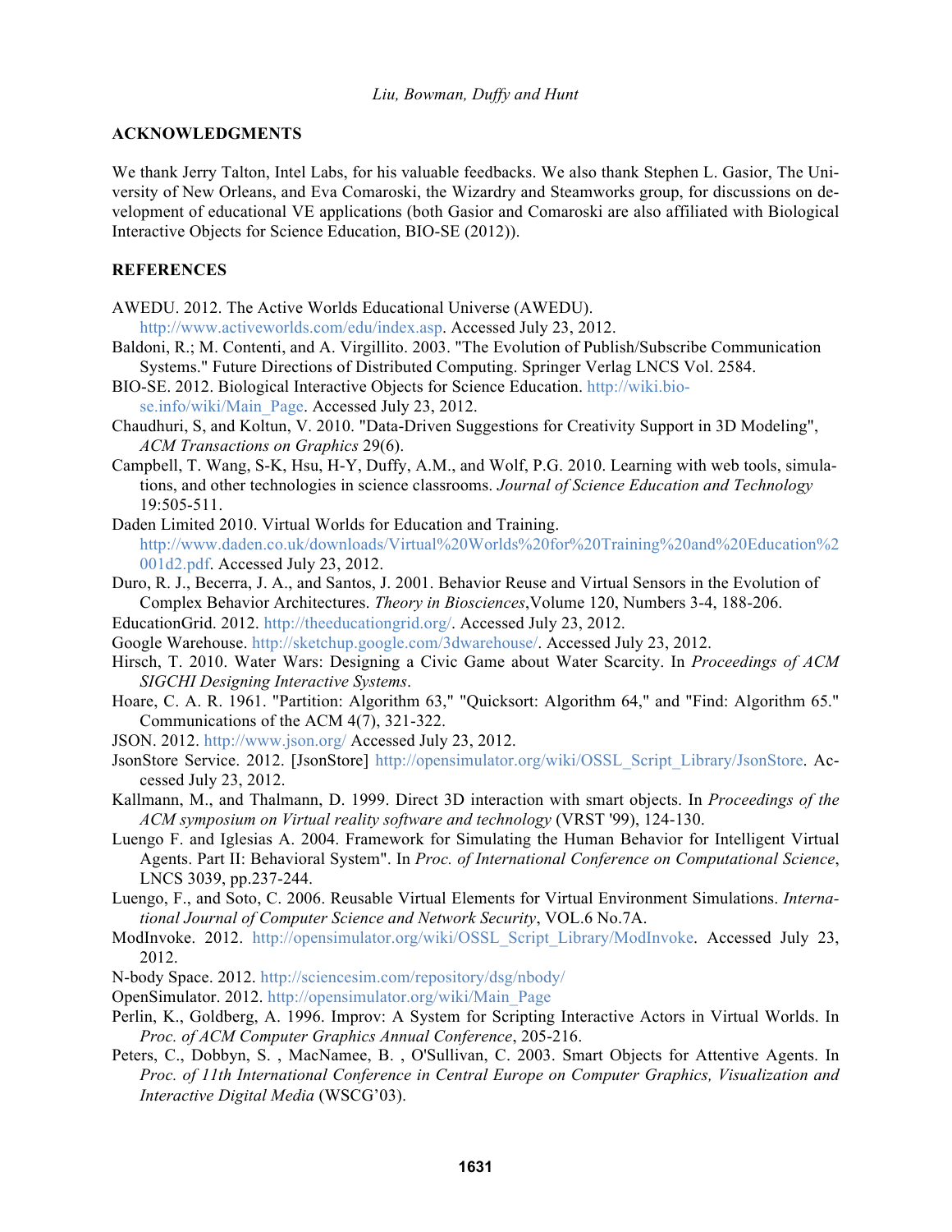## ACKNOWLEDGMENTS

We thank Jerry Talton, Intel Labs, for his valuable feedbacks. We also thank Stephen L. Gasior, The University of New Orleans, and Eva Comaroski, the Wizardry and Steamworks group, for discussions on development of educational VE applications (both Gasior and Comaroski are also affiliated with Biological Interactive Objects for Science Education, BIO-SE (2012)).

## REFERENCES

AWEDU. 2012. The Active Worlds Educational Universe (AWEDU). http://www.activeworlds.com/edu/index.asp. Accessed July 23, 2012.

Baldoni, R.; M. Contenti, and A. Virgillito. 2003. "The Evolution of Publish/Subscribe Communication Systems." Future Directions of Distributed Computing. Springer Verlag LNCS Vol. 2584.

BIO-SE. 2012. Biological Interactive Objects for Science Education. http://wiki.bio-se.info/wiki/Main_Page. Accessed July 23, 2012.

Chaudhuri, S, and Koltun, V. 2010. "Data-Driven Suggestions for Creativity Support in 3D Modeling", *ACM Transactions on Graphics* 29(6).

Campbell, T. Wang, S-K, Hsu, H-Y, Duffy, A.M., and Wolf, P.G. 2010. Learning with web tools, simulations, and other technologies in science classrooms. *Journal of Science Education and Technology* 19:505-511.

Daden Limited 2010. Virtual Worlds for Education and Training. http://www.daden.co.uk/downloads/Virtual%20Worlds%20for%20Training%20and%20Education%2001d2.pdf. Accessed July 23, 2012.

Duro, R. J., Becerra, J. A., and Santos, J. 2001. Behavior Reuse and Virtual Sensors in the Evolution of Complex Behavior Architectures. *Theory in Biosciences*,Volume 120, Numbers 3-4, 188-206.

EducationGrid. 2012. http://theeducationgrid.org/. Accessed July 23, 2012.

Google Warehouse. http://sketchup.google.com/3dwarehouse/. Accessed July 23, 2012.

Hirsch, T. 2010. Water Wars: Designing a Civic Game about Water Scarcity. In *Proceedings of ACM SIGCHI Designing Interactive Systems*.

Hoare, C. A. R. 1961. "Partition: Algorithm 63," "Quicksort: Algorithm 64," and "Find: Algorithm 65." Communications of the ACM 4(7), 321-322.

JSON. 2012. http://www.json.org/ Accessed July 23, 2012.

JsonStore Service. 2012. [JsonStore] http://opensimulator.org/wiki/OSSL_Script_Library/JsonStore. Accessed July 23, 2012.

Kallmann, M., and Thalmann, D. 1999. Direct 3D interaction with smart objects. In *Proceedings of the ACM symposium on Virtual reality software and technology* (VRST '99), 124-130.

Luengo F. and Iglesias A. 2004. Framework for Simulating the Human Behavior for Intelligent Virtual Agents. Part II: Behavioral System". In *Proc. of International Conference on Computational Science*, LNCS 3039, pp.237-244.

Luengo, F., and Soto, C. 2006. Reusable Virtual Elements for Virtual Environment Simulations. *International Journal of Computer Science and Network Security*, VOL.6 No.7A.

ModInvoke. 2012. http://opensimulator.org/wiki/OSSL_Script_Library/ModInvoke. Accessed July 23, 2012.

N-body Space. 2012. http://sciencesim.com/repository/dsg/nbody/

OpenSimulator. 2012. http://opensimulator.org/wiki/Main_Page

Perlin, K., Goldberg, A. 1996. Improv: A System for Scripting Interactive Actors in Virtual Worlds. In *Proc. of ACM Computer Graphics Annual Conference*, 205-216.

Peters, C., Dobbyn, S. , MacNamee, B. , O'Sullivan, C. 2003. Smart Objects for Attentive Agents. In *Proc. of 11th International Conference in Central Europe on Computer Graphics, Visualization and Interactive Digital Media* (WSCG'03).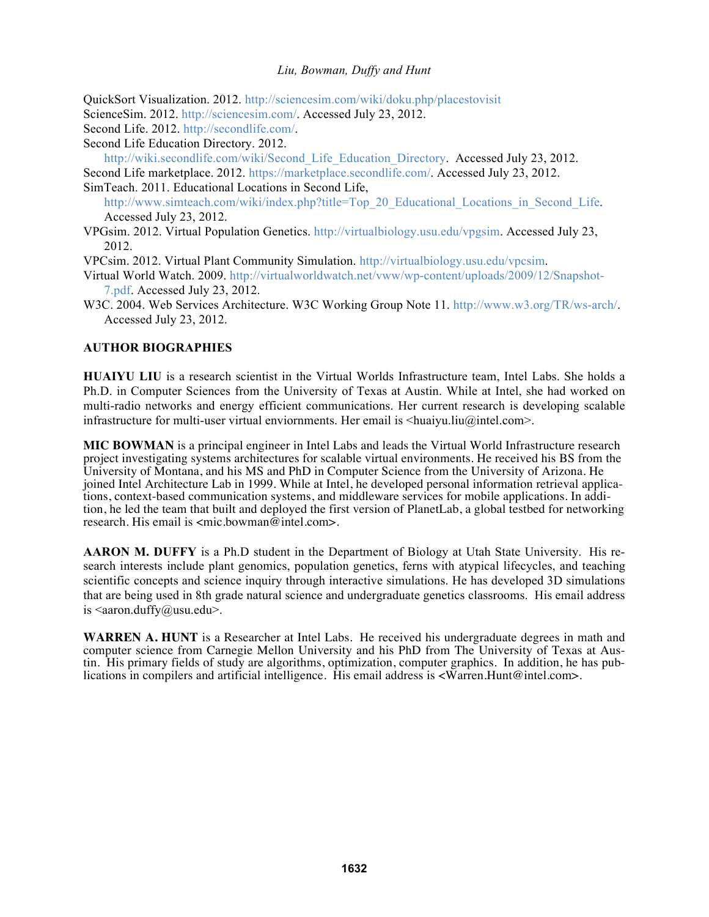QuickSort Visualization. 2012. http://sciencesim.com/wiki/doku.php/placestovisit

ScienceSim. 2012. http://sciencesim.com/. Accessed July 23, 2012.

Second Life. 2012. http://secondlife.com/.

Second Life Education Directory. 2012. http://wiki.secondlife.com/wiki/Second_Life_Education_Directory. Accessed July 23, 2012.

Second Life marketplace. 2012. https://marketplace.secondlife.com/. Accessed July 23, 2012.

SimTeach. 2011. Educational Locations in Second Life, http://www.simteach.com/wiki/index.php?title=Top_20_Educational_Locations_in_Second_Life. Accessed July 23, 2012.

VPGsim. 2012. Virtual Population Genetics. http://virtualbiology.usu.edu/vpgsim. Accessed July 23, 2012.

VPCsim. 2012. Virtual Plant Community Simulation. http://virtualbiology.usu.edu/vpcsim.

Virtual World Watch. 2009. http://virtualworldwatch.net/vww/wp-content/uploads/2009/12/Snapshot-7.pdf. Accessed July 23, 2012.

W3C. 2004. Web Services Architecture. W3C Working Group Note 11. http://www.w3.org/TR/ws-arch/. Accessed July 23, 2012.

## AUTHOR BIOGRAPHIES

**HUAIYU LIU** is a research scientist in the Virtual Worlds Infrastructure team, Intel Labs. She holds a Ph.D. in Computer Sciences from the University of Texas at Austin. While at Intel, she had worked on multi-radio networks and energy efficient communications. Her current research is developing scalable infrastructure for multi-user virtual enviornments. Her email is <huaiyu.liu@intel.com>.

**MIC BOWMAN** is a principal engineer in Intel Labs and leads the Virtual World Infrastructure research project investigating systems architectures for scalable virtual environments. He received his BS from the University of Montana, and his MS and PhD in Computer Science from the University of Arizona. He joined Intel Architecture Lab in 1999. While at Intel, he developed personal information retrieval applications, context-based communication systems, and middleware services for mobile applications. In addition, he led the team that built and deployed the first version of PlanetLab, a global testbed for networking research. His email is <mic.bowman@intel.com>.

**AARON M. DUFFY** is a Ph.D student in the Department of Biology at Utah State University. His research interests include plant genomics, population genetics, ferns with atypical lifecycles, and teaching scientific concepts and science inquiry through interactive simulations. He has developed 3D simulations that are being used in 8th grade natural science and undergraduate genetics classrooms. His email address is <aaron.duffy@usu.edu>.

**WARREN A. HUNT** is a Researcher at Intel Labs. He received his undergraduate degrees in math and computer science from Carnegie Mellon University and his PhD from The University of Texas at Austin. His primary fields of study are algorithms, optimization, computer graphics. In addition, he has publications in compilers and artificial intelligence. His email address is <Warren.Hunt@intel.com>.